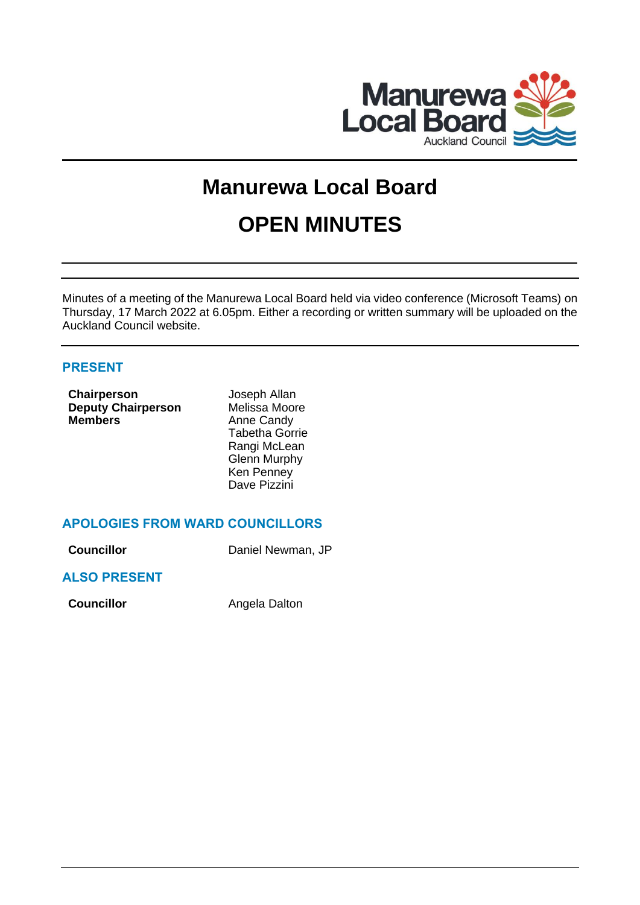# Manurewa Local Board

# OPEN MINUTES

Minutes of a meeting of the Manurewa Local Board held via video conference (Microsoft Teams) on Thursday, 17 March 2022 at 6.05pm. Either a recording or written summary will be uploaded on the Auckland Council website.

## PRESENT

| | |
|---|---|
| **Chairperson** | Joseph Allan |
| **Deputy Chairperson** | Melissa Moore |
| **Members** | Anne Candy |
| | Tabetha Gorrie |
| | Rangi McLean |
| | Glenn Murphy |
| | Ken Penney |
| | Dave Pizzini |

## APOLOGIES FROM WARD COUNCILLORS

| | |
|---|---|
| **Councillor** | Daniel Newman, JP |

## ALSO PRESENT

| | |
|---|---|
| **Councillor** | Angela Dalton |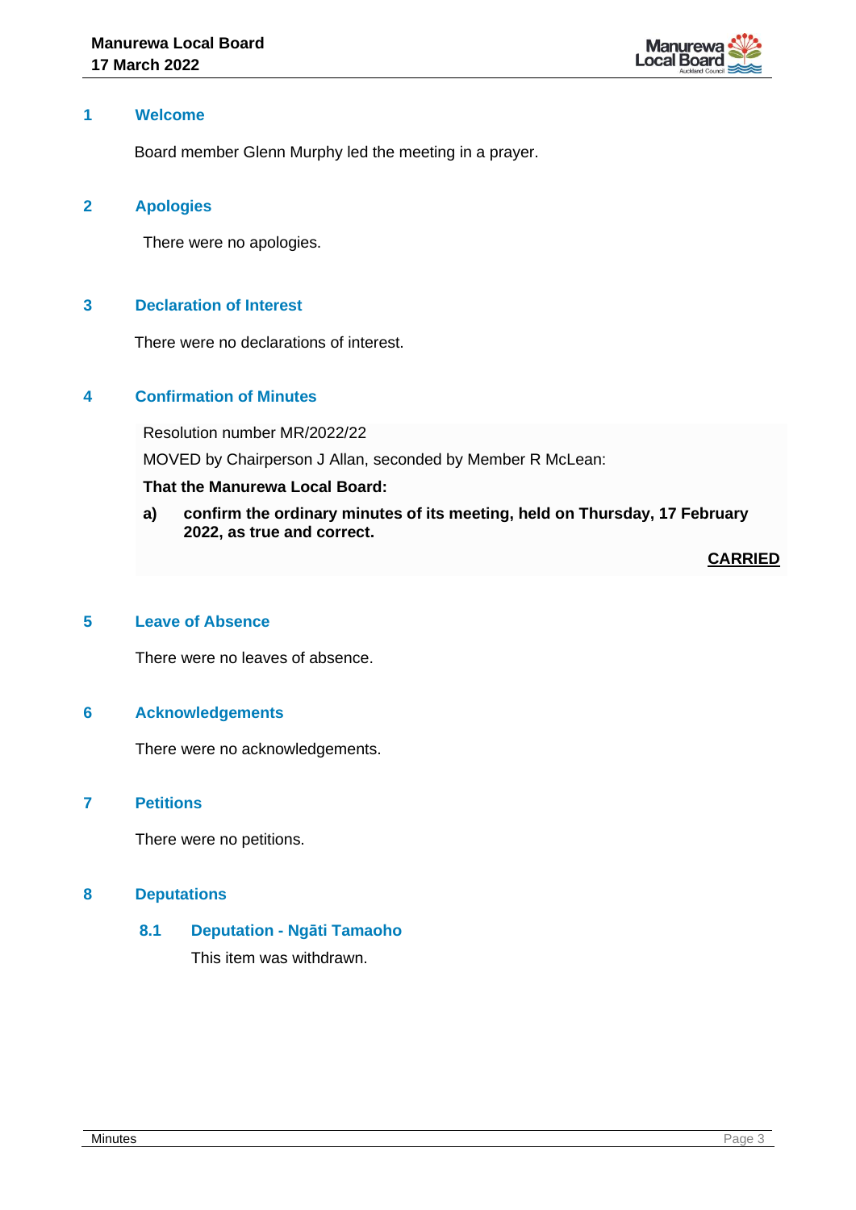## 1 Welcome

Board member Glenn Murphy led the meeting in a prayer.

## 2 Apologies

There were no apologies.

## 3 Declaration of Interest

There were no declarations of interest.

## 4 Confirmation of Minutes

Resolution number MR/2022/22

MOVED by Chairperson J Allan, seconded by Member R McLean:

**That the Manurewa Local Board:**

**a) confirm the ordinary minutes of its meeting, held on Thursday, 17 February 2022, as true and correct.**

**CARRIED**

## 5 Leave of Absence

There were no leaves of absence.

## 6 Acknowledgements

There were no acknowledgements.

## 7 Petitions

There were no petitions.

## 8 Deputations

### 8.1 Deputation - Ngāti Tamaoho

This item was withdrawn.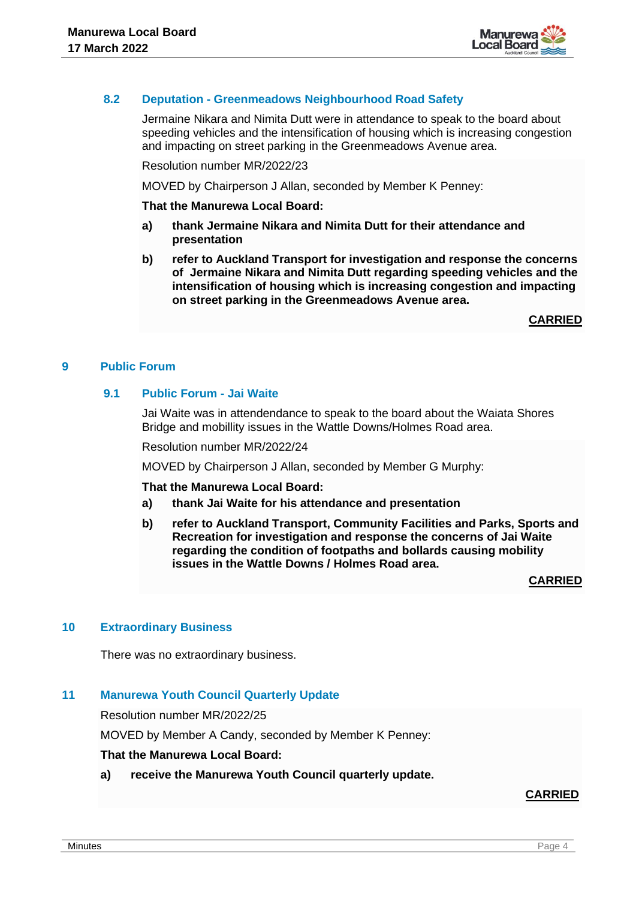### 8.2 Deputation - Greenmeadows Neighbourhood Road Safety

Jermaine Nikara and Nimita Dutt were in attendance to speak to the board about speeding vehicles and the intensification of housing which is increasing congestion and impacting on street parking in the Greenmeadows Avenue area.

Resolution number MR/2022/23

MOVED by Chairperson J Allan, seconded by Member K Penney:

**That the Manurewa Local Board:**

**a) thank Jermaine Nikara and Nimita Dutt for their attendance and presentation**

**b) refer to Auckland Transport for investigation and response the concerns of Jermaine Nikara and Nimita Dutt regarding speeding vehicles and the intensification of housing which is increasing congestion and impacting on street parking in the Greenmeadows Avenue area.**

**CARRIED**

## 9 Public Forum

### 9.1 Public Forum - Jai Waite

Jai Waite was in attendendance to speak to the board about the Waiata Shores Bridge and mobillity issues in the Wattle Downs/Holmes Road area.

Resolution number MR/2022/24

MOVED by Chairperson J Allan, seconded by Member G Murphy:

**That the Manurewa Local Board:**

**a) thank Jai Waite for his attendance and presentation**

**b) refer to Auckland Transport, Community Facilities and Parks, Sports and Recreation for investigation and response the concerns of Jai Waite regarding the condition of footpaths and bollards causing mobility issues in the Wattle Downs / Holmes Road area.**

**CARRIED**

## 10 Extraordinary Business

There was no extraordinary business.

## 11 Manurewa Youth Council Quarterly Update

Resolution number MR/2022/25

MOVED by Member A Candy, seconded by Member K Penney:

**That the Manurewa Local Board:**

**a) receive the Manurewa Youth Council quarterly update.**

**CARRIED**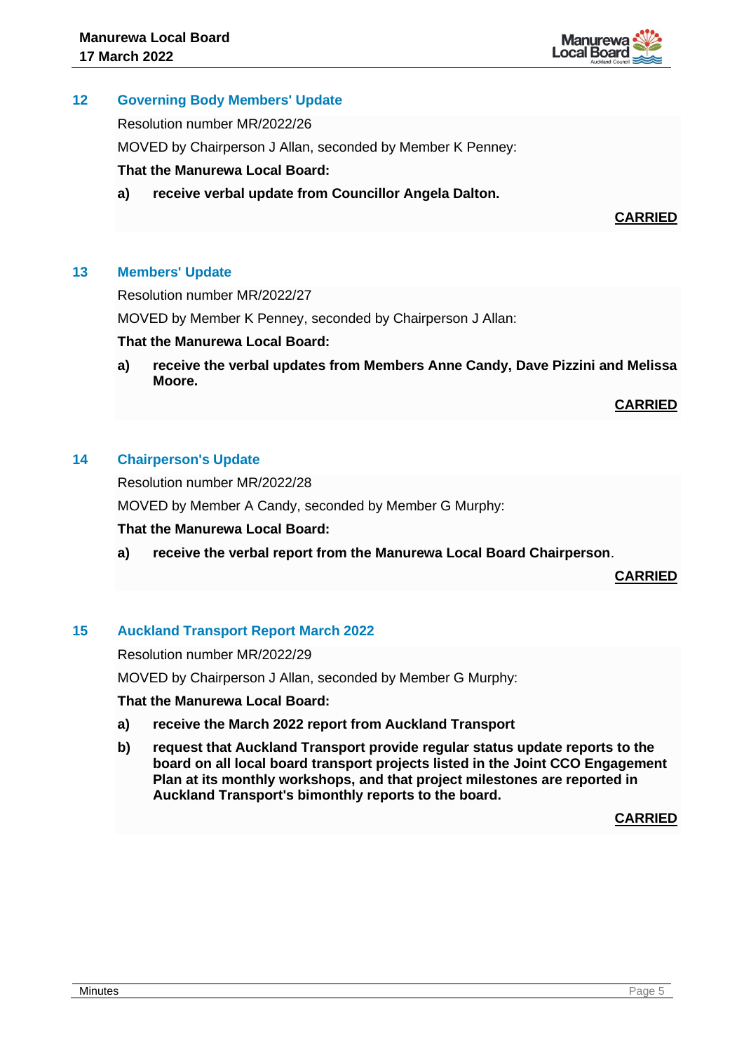## 12 Governing Body Members' Update

Resolution number MR/2022/26

MOVED by Chairperson J Allan, seconded by Member K Penney:

**That the Manurewa Local Board:**

**a) receive verbal update from Councillor Angela Dalton.**

**CARRIED**

## 13 Members' Update

Resolution number MR/2022/27

MOVED by Member K Penney, seconded by Chairperson J Allan:

**That the Manurewa Local Board:**

**a) receive the verbal updates from Members Anne Candy, Dave Pizzini and Melissa Moore.**

**CARRIED**

## 14 Chairperson's Update

Resolution number MR/2022/28

MOVED by Member A Candy, seconded by Member G Murphy:

**That the Manurewa Local Board:**

**a) receive the verbal report from the Manurewa Local Board Chairperson**.

**CARRIED**

## 15 Auckland Transport Report March 2022

Resolution number MR/2022/29

MOVED by Chairperson J Allan, seconded by Member G Murphy:

**That the Manurewa Local Board:**

**a) receive the March 2022 report from Auckland Transport**

**b) request that Auckland Transport provide regular status update reports to the board on all local board transport projects listed in the Joint CCO Engagement Plan at its monthly workshops, and that project milestones are reported in Auckland Transport's bimonthly reports to the board.**

**CARRIED**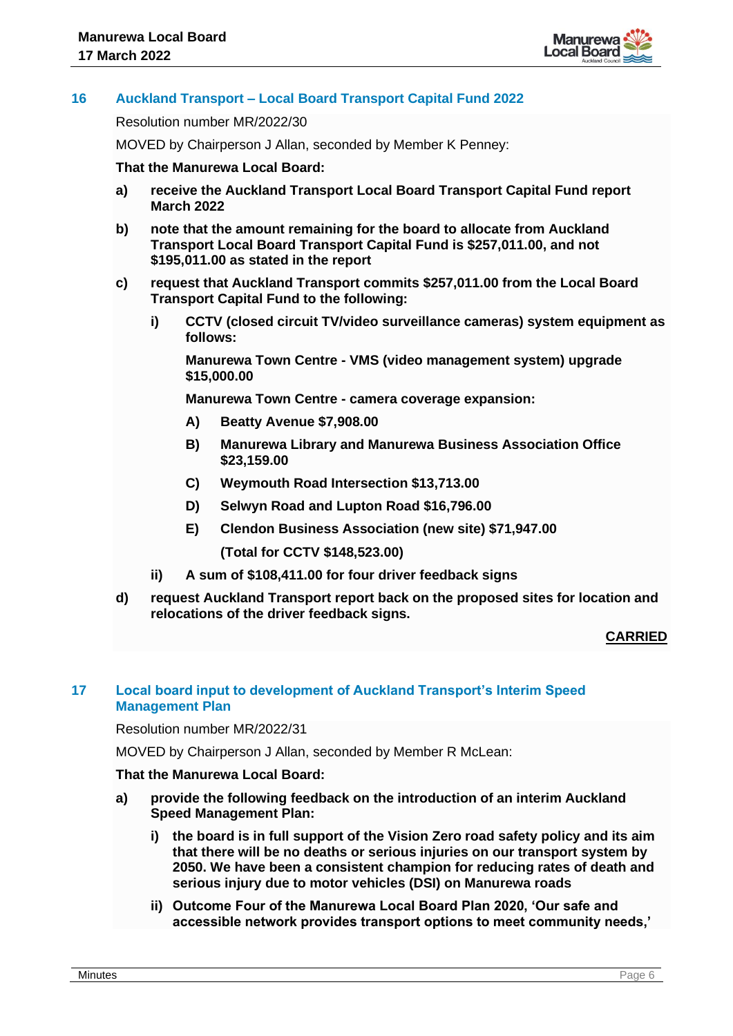## 16 Auckland Transport – Local Board Transport Capital Fund 2022

Resolution number MR/2022/30

MOVED by Chairperson J Allan, seconded by Member K Penney:

**That the Manurewa Local Board:**

**a) receive the Auckland Transport Local Board Transport Capital Fund report March 2022**

**b) note that the amount remaining for the board to allocate from Auckland Transport Local Board Transport Capital Fund is $257,011.00, and not $195,011.00 as stated in the report**

**c) request that Auckland Transport commits $257,011.00 from the Local Board Transport Capital Fund to the following:**

**i) CCTV (closed circuit TV/video surveillance cameras) system equipment as follows:**

**Manurewa Town Centre - VMS (video management system) upgrade $15,000.00**

**Manurewa Town Centre - camera coverage expansion:**

**A) Beatty Avenue $7,908.00**

**B) Manurewa Library and Manurewa Business Association Office $23,159.00**

**C) Weymouth Road Intersection $13,713.00**

**D) Selwyn Road and Lupton Road $16,796.00**

**E) Clendon Business Association (new site) $71,947.00**

**(Total for CCTV $148,523.00)**

**ii) A sum of $108,411.00 for four driver feedback signs**

**d) request Auckland Transport report back on the proposed sites for location and relocations of the driver feedback signs.**

**CARRIED**

## 17 Local board input to development of Auckland Transport's Interim Speed Management Plan

Resolution number MR/2022/31

MOVED by Chairperson J Allan, seconded by Member R McLean:

**That the Manurewa Local Board:**

**a) provide the following feedback on the introduction of an interim Auckland Speed Management Plan:**

**i) the board is in full support of the Vision Zero road safety policy and its aim that there will be no deaths or serious injuries on our transport system by 2050. We have been a consistent champion for reducing rates of death and serious injury due to motor vehicles (DSI) on Manurewa roads**

**ii) Outcome Four of the Manurewa Local Board Plan 2020, 'Our safe and accessible network provides transport options to meet community needs,'**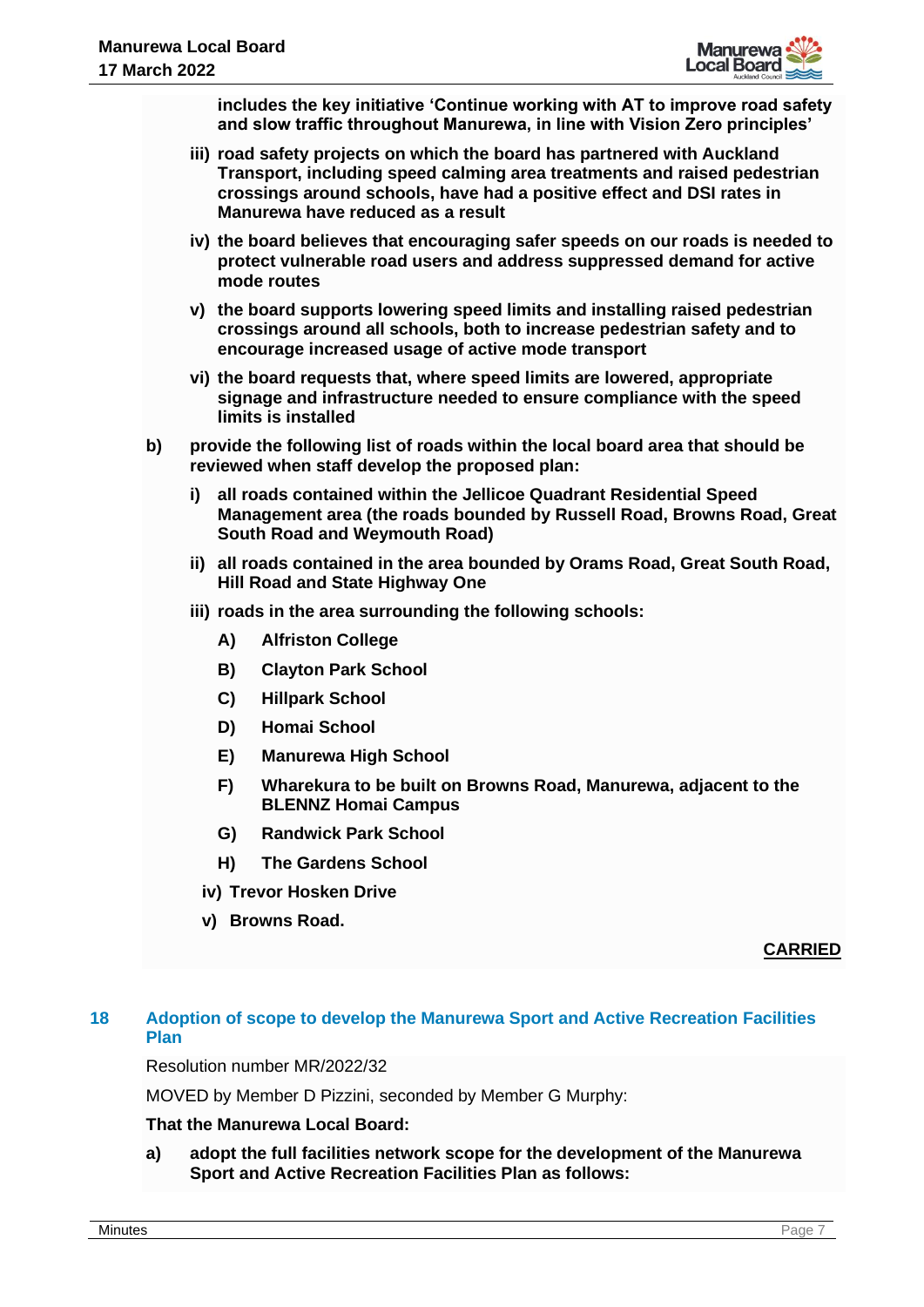**includes the key initiative 'Continue working with AT to improve road safety and slow traffic throughout Manurewa, in line with Vision Zero principles'**

**iii) road safety projects on which the board has partnered with Auckland Transport, including speed calming area treatments and raised pedestrian crossings around schools, have had a positive effect and DSI rates in Manurewa have reduced as a result**

**iv) the board believes that encouraging safer speeds on our roads is needed to protect vulnerable road users and address suppressed demand for active mode routes**

**v) the board supports lowering speed limits and installing raised pedestrian crossings around all schools, both to increase pedestrian safety and to encourage increased usage of active mode transport**

**vi) the board requests that, where speed limits are lowered, appropriate signage and infrastructure needed to ensure compliance with the speed limits is installed**

**b) provide the following list of roads within the local board area that should be reviewed when staff develop the proposed plan:**

**i) all roads contained within the Jellicoe Quadrant Residential Speed Management area (the roads bounded by Russell Road, Browns Road, Great South Road and Weymouth Road)**

**ii) all roads contained in the area bounded by Orams Road, Great South Road, Hill Road and State Highway One**

**iii) roads in the area surrounding the following schools:**

**A) Alfriston College**

**B) Clayton Park School**

**C) Hillpark School**

**D) Homai School**

**E) Manurewa High School**

**F) Wharekura to be built on Browns Road, Manurewa, adjacent to the BLENNZ Homai Campus**

**G) Randwick Park School**

**H) The Gardens School**

**iv) Trevor Hosken Drive**

**v) Browns Road.**

**CARRIED**

## 18 Adoption of scope to develop the Manurewa Sport and Active Recreation Facilities Plan

Resolution number MR/2022/32

MOVED by Member D Pizzini, seconded by Member G Murphy:

**That the Manurewa Local Board:**

**a) adopt the full facilities network scope for the development of the Manurewa Sport and Active Recreation Facilities Plan as follows:**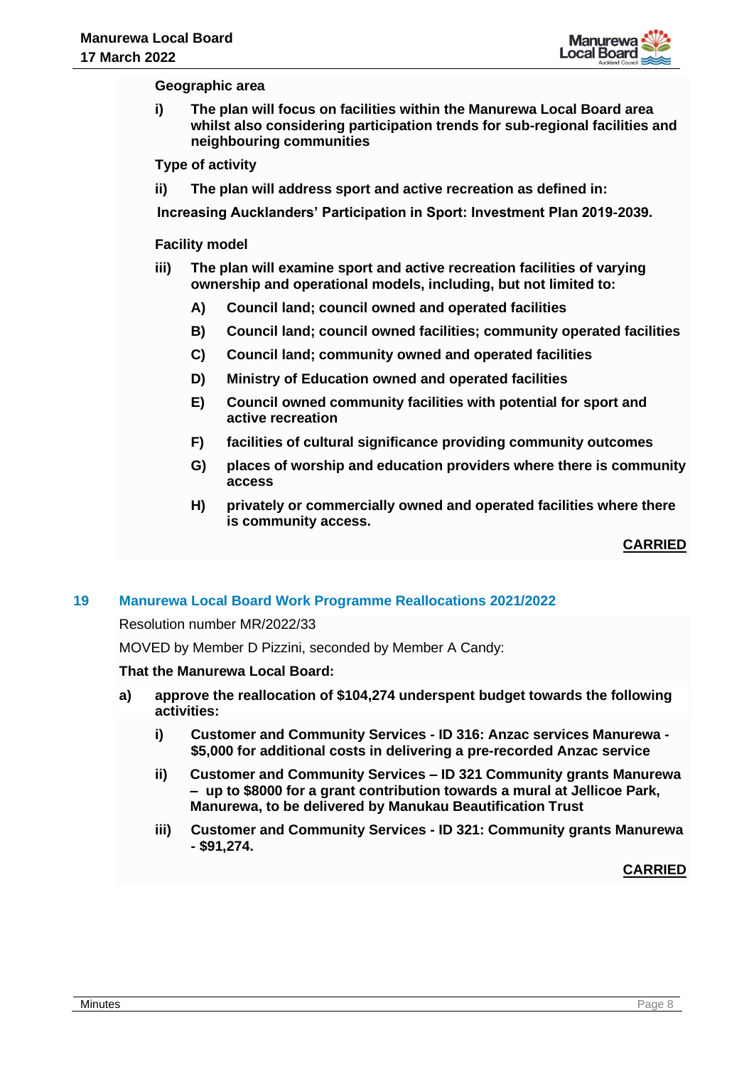**Geographic area**

i) **The plan will focus on facilities within the Manurewa Local Board area whilst also considering participation trends for sub-regional facilities and neighbouring communities**

**Type of activity**

ii) **The plan will address sport and active recreation as defined in:**

**Increasing Aucklanders' Participation in Sport: Investment Plan 2019-2039.**

**Facility model**

iii) **The plan will examine sport and active recreation facilities of varying ownership and operational models, including, but not limited to:**

   A) **Council land; council owned and operated facilities**

   B) **Council land; council owned facilities; community operated facilities**

   C) **Council land; community owned and operated facilities**

   D) **Ministry of Education owned and operated facilities**

   E) **Council owned community facilities with potential for sport and active recreation**

   F) **facilities of cultural significance providing community outcomes**

   G) **places of worship and education providers where there is community access**

   H) **privately or commercially owned and operated facilities where there is community access.**

**CARRIED**

## 19 Manurewa Local Board Work Programme Reallocations 2021/2022

Resolution number MR/2022/33

MOVED by Member D Pizzini, seconded by Member A Candy:

**That the Manurewa Local Board:**

a) **approve the reallocation of $104,274 underspent budget towards the following activities:**

   i) **Customer and Community Services - ID 316: Anzac services Manurewa - $5,000 for additional costs in delivering a pre-recorded Anzac service**

   ii) **Customer and Community Services – ID 321 Community grants Manurewa – up to $8000 for a grant contribution towards a mural at Jellicoe Park, Manurewa, to be delivered by Manukau Beautification Trust**

   iii) **Customer and Community Services - ID 321: Community grants Manurewa - $91,274.**

**CARRIED**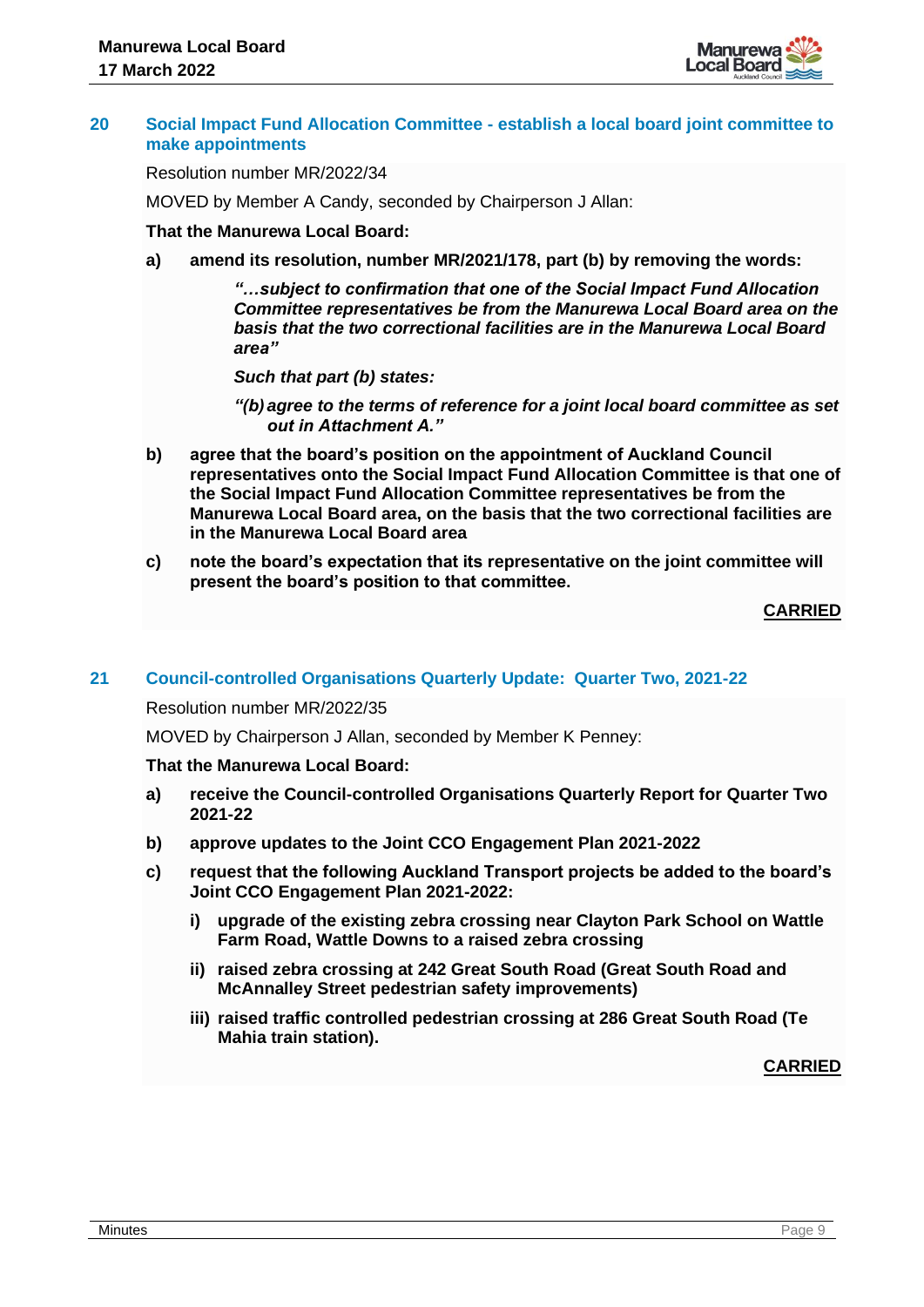## 20 Social Impact Fund Allocation Committee - establish a local board joint committee to make appointments

Resolution number MR/2022/34

MOVED by Member A Candy, seconded by Chairperson J Allan:

**That the Manurewa Local Board:**

**a) amend its resolution, number MR/2021/178, part (b) by removing the words:**

> ***"…subject to confirmation that one of the Social Impact Fund Allocation Committee representatives be from the Manurewa Local Board area on the basis that the two correctional facilities are in the Manurewa Local Board area"***
>
> ***Such that part (b) states:***
>
> ***"(b) agree to the terms of reference for a joint local board committee as set out in Attachment A."***

**b) agree that the board's position on the appointment of Auckland Council representatives onto the Social Impact Fund Allocation Committee is that one of the Social Impact Fund Allocation Committee representatives be from the Manurewa Local Board area, on the basis that the two correctional facilities are in the Manurewa Local Board area**

**c) note the board's expectation that its representative on the joint committee will present the board's position to that committee.**

**CARRIED**

## 21 Council-controlled Organisations Quarterly Update: Quarter Two, 2021-22

Resolution number MR/2022/35

MOVED by Chairperson J Allan, seconded by Member K Penney:

**That the Manurewa Local Board:**

**a) receive the Council-controlled Organisations Quarterly Report for Quarter Two 2021-22**

**b) approve updates to the Joint CCO Engagement Plan 2021-2022**

**c) request that the following Auckland Transport projects be added to the board's Joint CCO Engagement Plan 2021-2022:**

**i) upgrade of the existing zebra crossing near Clayton Park School on Wattle Farm Road, Wattle Downs to a raised zebra crossing**

**ii) raised zebra crossing at 242 Great South Road (Great South Road and McAnnalley Street pedestrian safety improvements)**

**iii) raised traffic controlled pedestrian crossing at 286 Great South Road (Te Mahia train station).**

**CARRIED**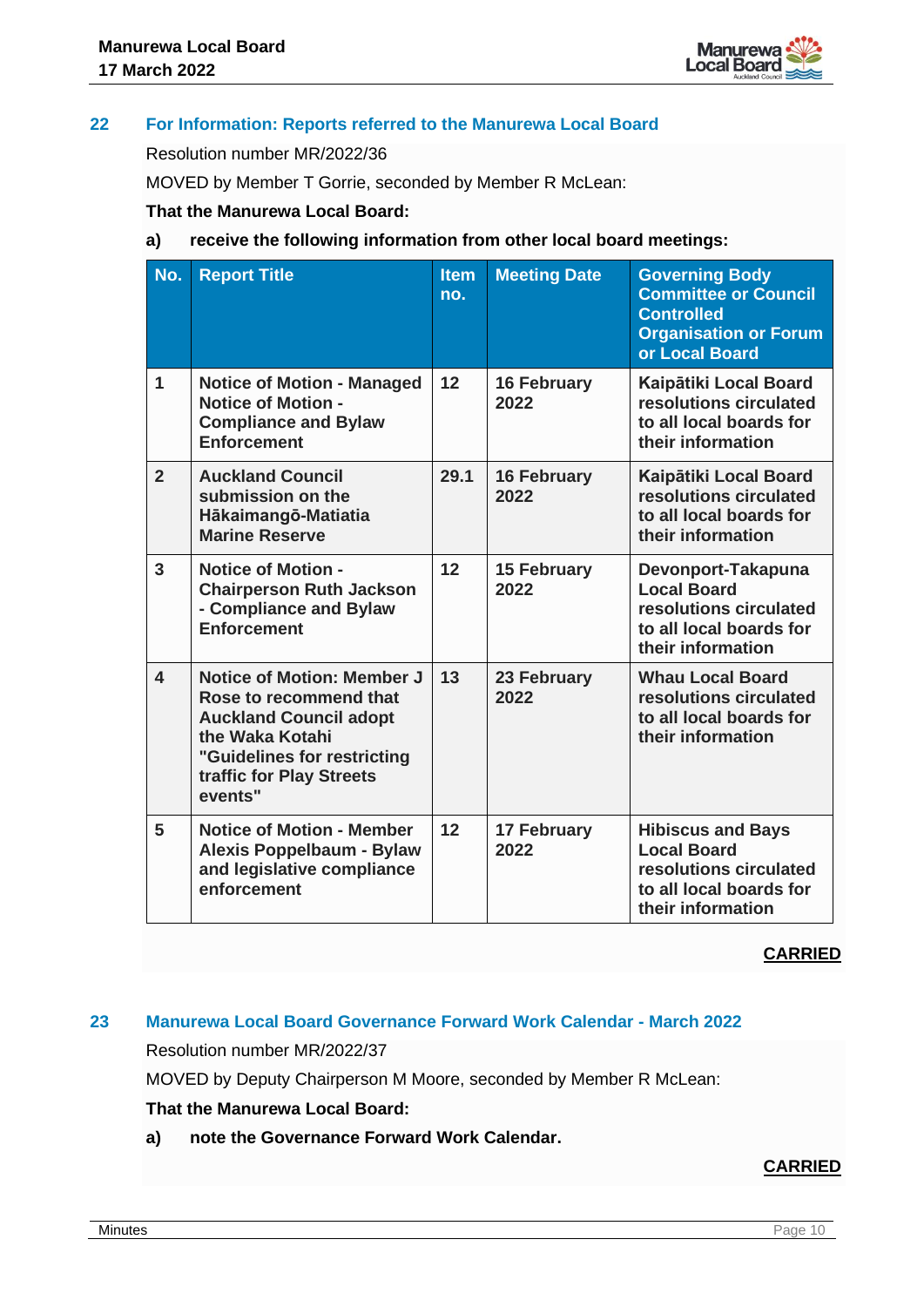## 22 For Information: Reports referred to the Manurewa Local Board

Resolution number MR/2022/36

MOVED by Member T Gorrie, seconded by Member R McLean:

**That the Manurewa Local Board:**

**a) receive the following information from other local board meetings:**

| No. | Report Title | Item no. | Meeting Date | Governing Body Committee or Council Controlled Organisation or Forum or Local Board |
|---|---|---|---|---|
| 1 | Notice of Motion - Managed Notice of Motion - Compliance and Bylaw Enforcement | 12 | 16 February 2022 | Kaipātiki Local Board resolutions circulated to all local boards for their information |
| 2 | Auckland Council submission on the Hākaimangō-Matiatia Marine Reserve | 29.1 | 16 February 2022 | Kaipātiki Local Board resolutions circulated to all local boards for their information |
| 3 | Notice of Motion - Chairperson Ruth Jackson - Compliance and Bylaw Enforcement | 12 | 15 February 2022 | Devonport-Takapuna Local Board resolutions circulated to all local boards for their information |
| 4 | Notice of Motion: Member J Rose to recommend that Auckland Council adopt the Waka Kotahi "Guidelines for restricting traffic for Play Streets events" | 13 | 23 February 2022 | Whau Local Board resolutions circulated to all local boards for their information |
| 5 | Notice of Motion - Member Alexis Poppelbaum - Bylaw and legislative compliance enforcement | 12 | 17 February 2022 | Hibiscus and Bays Local Board resolutions circulated to all local boards for their information |

**CARRIED**

## 23 Manurewa Local Board Governance Forward Work Calendar - March 2022

Resolution number MR/2022/37

MOVED by Deputy Chairperson M Moore, seconded by Member R McLean:

**That the Manurewa Local Board:**

**a) note the Governance Forward Work Calendar.**

**CARRIED**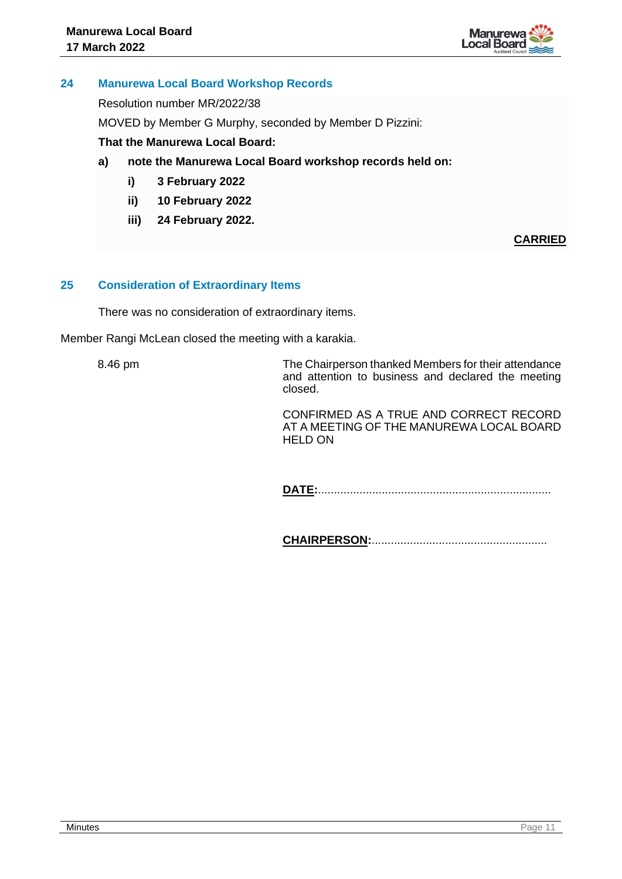## 24 Manurewa Local Board Workshop Records

Resolution number MR/2022/38

MOVED by Member G Murphy, seconded by Member D Pizzini:

**That the Manurewa Local Board:**

**a) note the Manurewa Local Board workshop records held on:**

**i) 3 February 2022**

**ii) 10 February 2022**

**iii) 24 February 2022.**

**CARRIED**

## 25 Consideration of Extraordinary Items

There was no consideration of extraordinary items.

Member Rangi McLean closed the meeting with a karakia.

8.46 pm

The Chairperson thanked Members for their attendance and attention to business and declared the meeting closed.

CONFIRMED AS A TRUE AND CORRECT RECORD AT A MEETING OF THE MANUREWA LOCAL BOARD HELD ON

**DATE:**.........................................................................

**CHAIRPERSON:**.......................................................